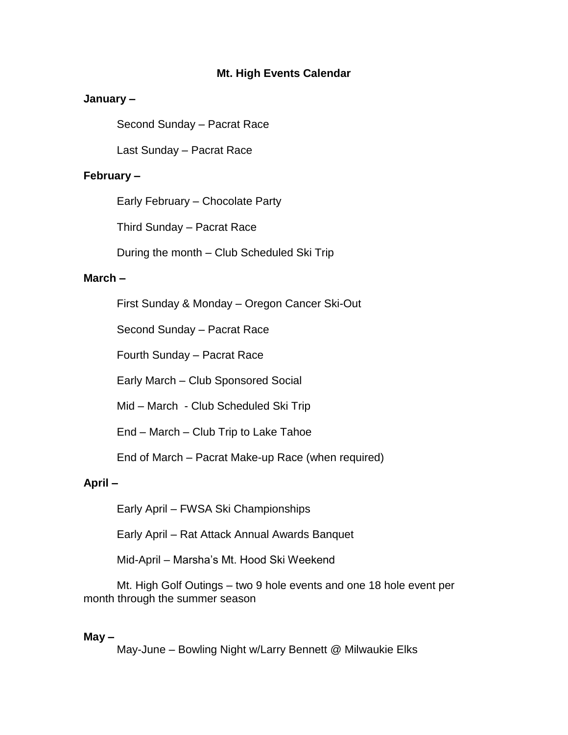# Mt. High Events Calendar

**January –**

Second Sunday – Pacrat Race

Last Sunday – Pacrat Race

**February –**

Early February – Chocolate Party

Third Sunday – Pacrat Race

During the month – Club Scheduled Ski Trip

**March –**

First Sunday & Monday – Oregon Cancer Ski-Out

Second Sunday – Pacrat Race

Fourth Sunday – Pacrat Race

Early March – Club Sponsored Social

Mid – March - Club Scheduled Ski Trip

End – March – Club Trip to Lake Tahoe

End of March – Pacrat Make-up Race (when required)

**April –**

Early April – FWSA Ski Championships

Early April – Rat Attack Annual Awards Banquet

Mid-April – Marsha's Mt. Hood Ski Weekend

Mt. High Golf Outings – two 9 hole events and one 18 hole event per month through the summer season

**May –**

May-June – Bowling Night w/Larry Bennett @ Milwaukie Elks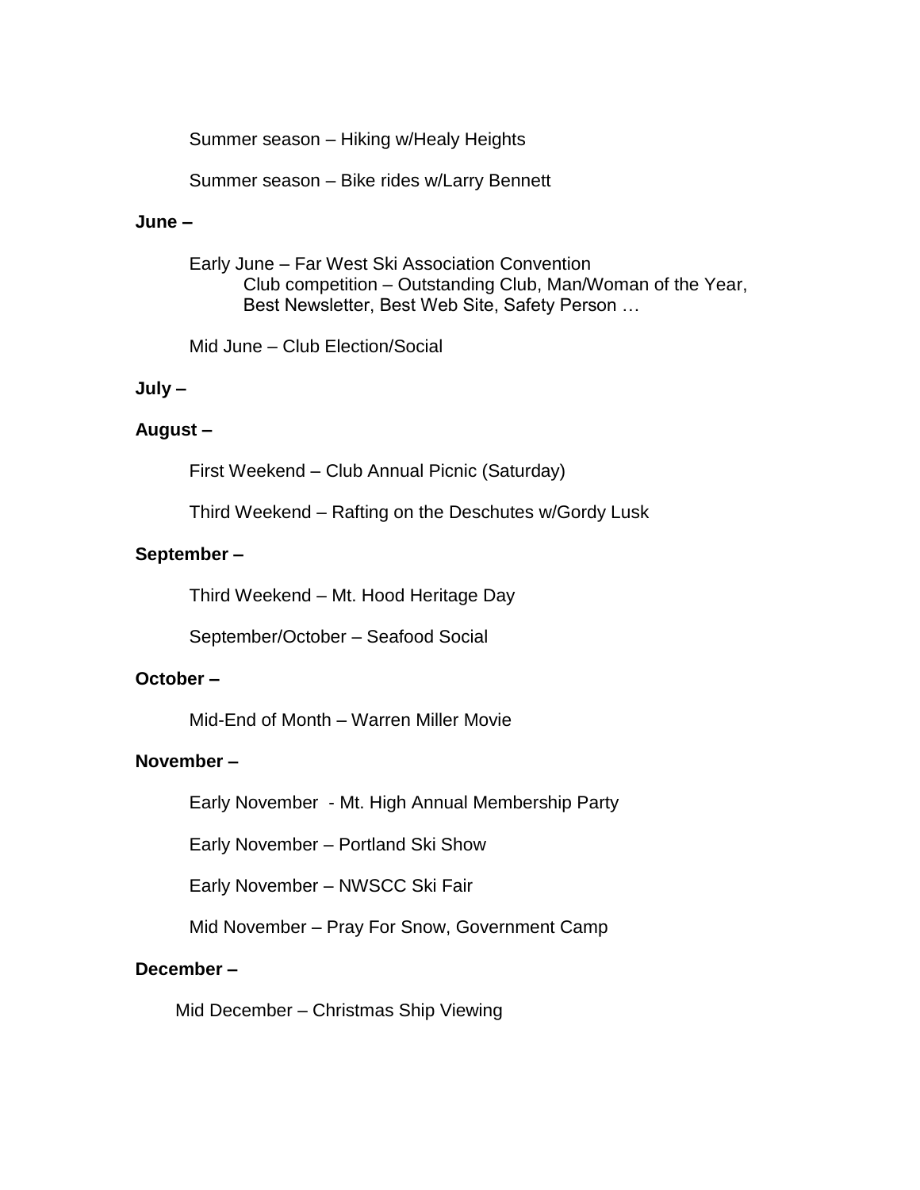Summer season – Hiking w/Healy Heights

Summer season – Bike rides w/Larry Bennett

**June –**

Early June – Far West Ski Association Convention
Club competition – Outstanding Club, Man/Woman of the Year, Best Newsletter, Best Web Site, Safety Person …

Mid June – Club Election/Social

**July –**

**August –**

First Weekend – Club Annual Picnic (Saturday)

Third Weekend – Rafting on the Deschutes w/Gordy Lusk

**September –**

Third Weekend – Mt. Hood Heritage Day

September/October – Seafood Social

**October –**

Mid-End of Month – Warren Miller Movie

**November –**

Early November - Mt. High Annual Membership Party

Early November – Portland Ski Show

Early November – NWSCC Ski Fair

Mid November – Pray For Snow, Government Camp

**December –**

Mid December – Christmas Ship Viewing